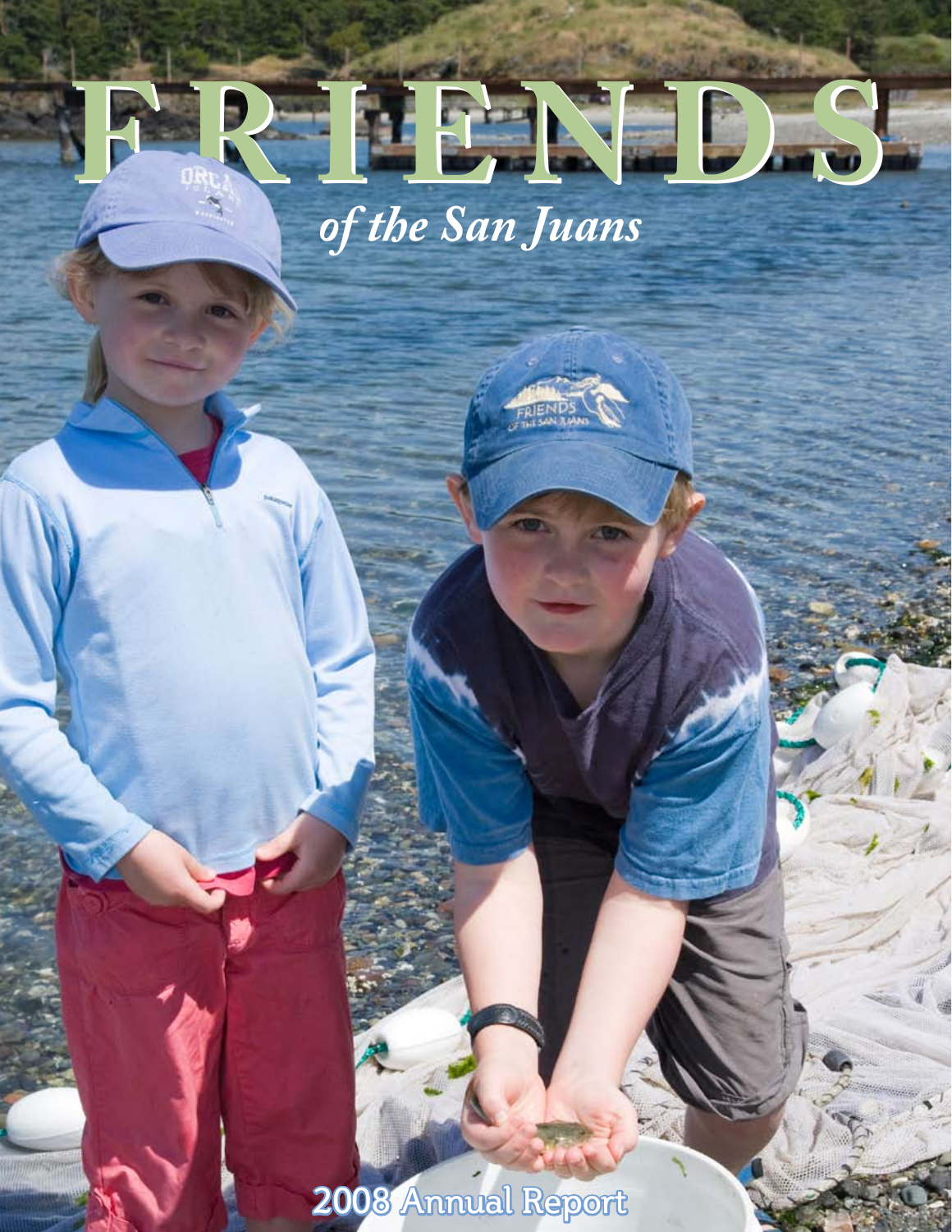# FRIENDS

*of the San Juans*

2008 Annual Report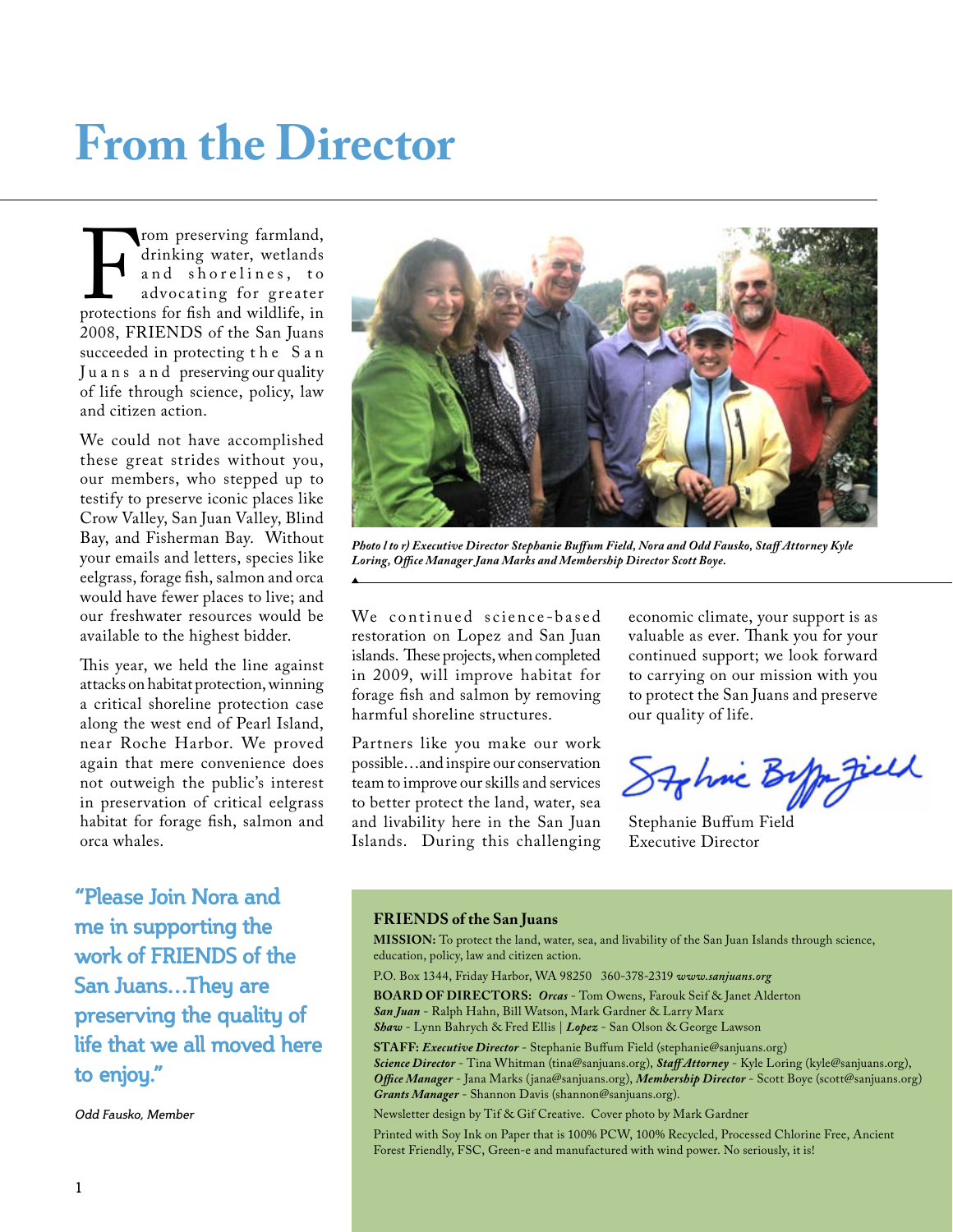# From the Director

From preserving farmland, drinking water, wetlands and shorelines, to advocating for greater protections for fish and wildlife, in 2008, FRIENDS of the San Juans succeeded in protecting the San Juans and preserving our quality of life through science, policy, law and citizen action.

We could not have accomplished these great strides without you, our members, who stepped up to testify to preserve iconic places like Crow Valley, San Juan Valley, Blind Bay, and Fisherman Bay. Without your emails and letters, species like eelgrass, forage fish, salmon and orca would have fewer places to live; and our freshwater resources would be available to the highest bidder.

This year, we held the line against attacks on habitat protection, winning a critical shoreline protection case along the west end of Pearl Island, near Roche Harbor. We proved again that mere convenience does not outweigh the public's interest in preservation of critical eelgrass habitat for forage fish, salmon and orca whales.

*Photo l to r) Executive Director Stephanie Buffum Field, Nora and Odd Fausko, Staff Attorney Kyle Loring, Office Manager Jana Marks and Membership Director Scott Boye.*

We continued science-based restoration on Lopez and San Juan islands. These projects, when completed in 2009, will improve habitat for forage fish and salmon by removing harmful shoreline structures.

Partners like you make our work possible…and inspire our conservation team to improve our skills and services to better protect the land, water, sea and livability here in the San Juan Islands. During this challenging economic climate, your support is as valuable as ever. Thank you for your continued support; we look forward to carrying on our mission with you to protect the San Juans and preserve our quality of life.

Stephanie Buffum Field
Executive Director

**"Please Join Nora and me in supporting the work of FRIENDS of the San Juans…They are preserving the quality of life that we all moved here to enjoy."**

*Odd Fausko, Member*

**FRIENDS of the San Juans**

**MISSION:** To protect the land, water, sea, and livability of the San Juan Islands through science, education, policy, law and citizen action.

P.O. Box 1344, Friday Harbor, WA 98250 360-378-2319 *www.sanjuans.org*

**BOARD OF DIRECTORS:** ***Orcas*** - Tom Owens, Farouk Seif & Janet Alderton
***San Juan*** - Ralph Hahn, Bill Watson, Mark Gardner & Larry Marx
***Shaw*** - Lynn Bahrych & Fred Ellis | ***Lopez*** - San Olson & George Lawson

**STAFF:** ***Executive Director*** - Stephanie Buffum Field (stephanie@sanjuans.org)
***Science Director*** - Tina Whitman (tina@sanjuans.org), ***Staff Attorney*** - Kyle Loring (kyle@sanjuans.org), ***Office Manager*** - Jana Marks (jana@sanjuans.org), ***Membership Director*** - Scott Boye (scott@sanjuans.org)
***Grants Manager*** - Shannon Davis (shannon@sanjuans.org).

Newsletter design by Tif & Gif Creative. Cover photo by Mark Gardner

Printed with Soy Ink on Paper that is 100% PCW, 100% Recycled, Processed Chlorine Free, Ancient Forest Friendly, FSC, Green-e and manufactured with wind power. No seriously, it is!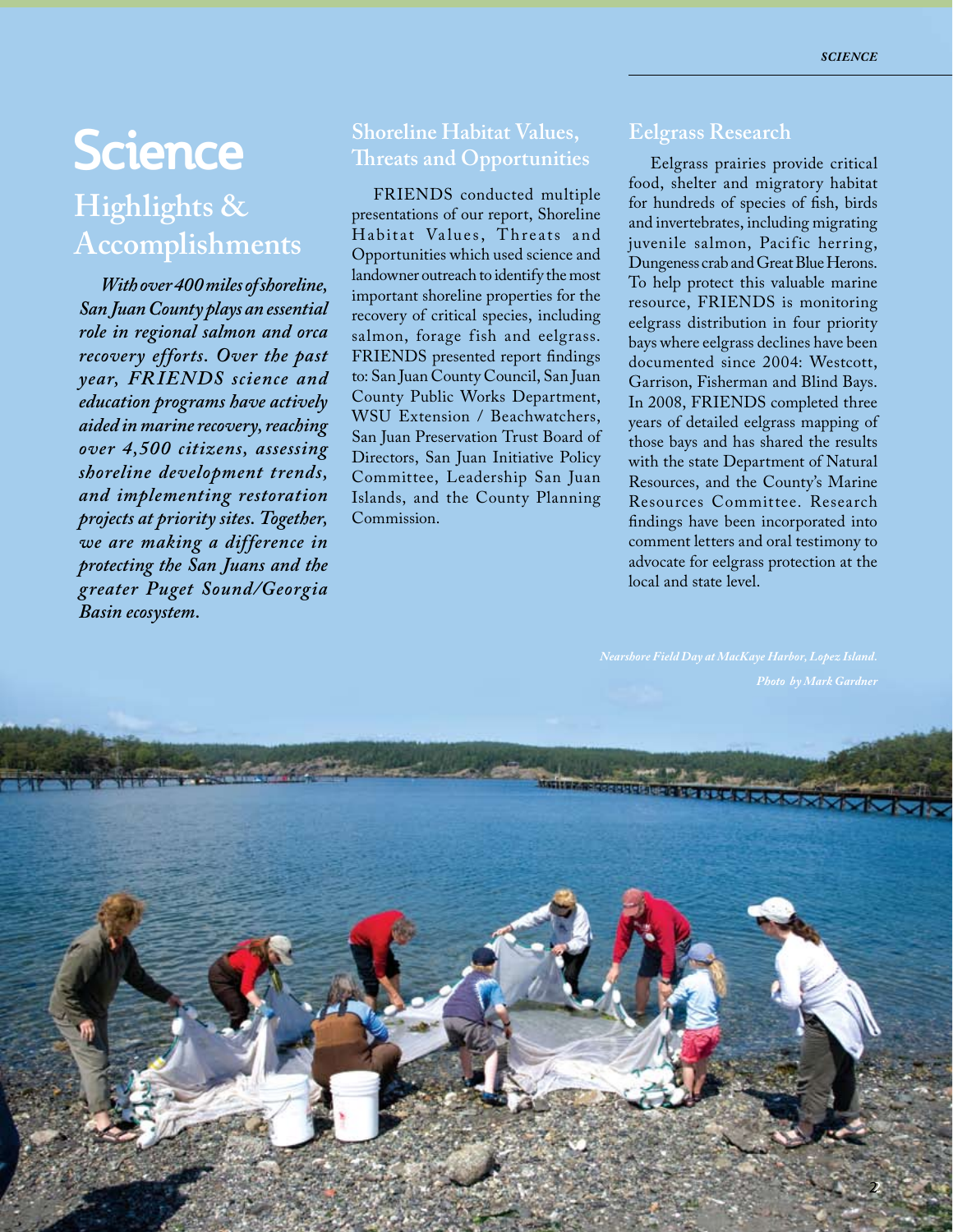# Science

## Highlights & Accomplishments

***With over 400 miles of shoreline, San Juan County plays an essential role in regional salmon and orca recovery efforts. Over the past year, FRIENDS science and education programs have actively aided in marine recovery, reaching over 4,500 citizens, assessing shoreline development trends, and implementing restoration projects at priority sites. Together, we are making a difference in protecting the San Juans and the greater Puget Sound/Georgia Basin ecosystem.***

### Shoreline Habitat Values, Threats and Opportunities

FRIENDS conducted multiple presentations of our report, Shoreline Habitat Values, Threats and Opportunities which used science and landowner outreach to identify the most important shoreline properties for the recovery of critical species, including salmon, forage fish and eelgrass. FRIENDS presented report findings to: San Juan County Council, San Juan County Public Works Department, WSU Extension / Beachwatchers, San Juan Preservation Trust Board of Directors, San Juan Initiative Policy Committee, Leadership San Juan Islands, and the County Planning Commission.

### Eelgrass Research

Eelgrass prairies provide critical food, shelter and migratory habitat for hundreds of species of fish, birds and invertebrates, including migrating juvenile salmon, Pacific herring, Dungeness crab and Great Blue Herons. To help protect this valuable marine resource, FRIENDS is monitoring eelgrass distribution in four priority bays where eelgrass declines have been documented since 2004: Westcott, Garrison, Fisherman and Blind Bays. In 2008, FRIENDS completed three years of detailed eelgrass mapping of those bays and has shared the results with the state Department of Natural Resources, and the County's Marine Resources Committee. Research findings have been incorporated into comment letters and oral testimony to advocate for eelgrass protection at the local and state level.

*Nearshore Field Day at MacKaye Harbor, Lopez Island. Photo by Mark Gardner*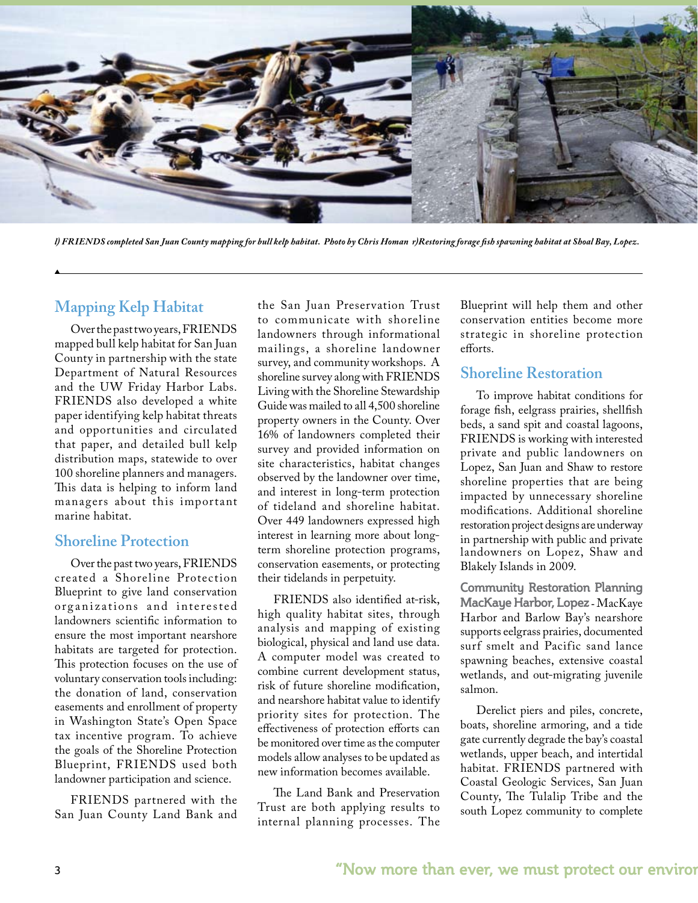*l) FRIENDS completed San Juan County mapping for bull kelp habitat. Photo by Chris Homan r)Restoring forage fish spawning habitat at Shoal Bay, Lopez.*

## Mapping Kelp Habitat

Over the past two years, FRIENDS mapped bull kelp habitat for San Juan County in partnership with the state Department of Natural Resources and the UW Friday Harbor Labs. FRIENDS also developed a white paper identifying kelp habitat threats and opportunities and circulated that paper, and detailed bull kelp distribution maps, statewide to over 100 shoreline planners and managers. This data is helping to inform land managers about this important marine habitat.

## Shoreline Protection

Over the past two years, FRIENDS created a Shoreline Protection Blueprint to give land conservation organizations and interested landowners scientific information to ensure the most important nearshore habitats are targeted for protection. This protection focuses on the use of voluntary conservation tools including: the donation of land, conservation easements and enrollment of property in Washington State's Open Space tax incentive program. To achieve the goals of the Shoreline Protection Blueprint, FRIENDS used both landowner participation and science.

FRIENDS partnered with the San Juan County Land Bank and the San Juan Preservation Trust to communicate with shoreline landowners through informational mailings, a shoreline landowner survey, and community workshops. A shoreline survey along with FRIENDS Living with the Shoreline Stewardship Guide was mailed to all 4,500 shoreline property owners in the County. Over 16% of landowners completed their survey and provided information on site characteristics, habitat changes observed by the landowner over time, and interest in long-term protection of tideland and shoreline habitat. Over 449 landowners expressed high interest in learning more about long-term shoreline protection programs, conservation easements, or protecting their tidelands in perpetuity.

FRIENDS also identified at-risk, high quality habitat sites, through analysis and mapping of existing biological, physical and land use data. A computer model was created to combine current development status, risk of future shoreline modification, and nearshore habitat value to identify priority sites for protection. The effectiveness of protection efforts can be monitored over time as the computer models allow analyses to be updated as new information becomes available.

The Land Bank and Preservation Trust are both applying results to internal planning processes. The Blueprint will help them and other conservation entities become more strategic in shoreline protection efforts.

## Shoreline Restoration

To improve habitat conditions for forage fish, eelgrass prairies, shellfish beds, a sand spit and coastal lagoons, FRIENDS is working with interested private and public landowners on Lopez, San Juan and Shaw to restore shoreline properties that are being impacted by unnecessary shoreline modifications. Additional shoreline restoration project designs are underway in partnership with public and private landowners on Lopez, Shaw and Blakely Islands in 2009.

**Community Restoration Planning MacKaye Harbor, Lopez** - MacKaye Harbor and Barlow Bay's nearshore supports eelgrass prairies, documented surf smelt and Pacific sand lance spawning beaches, extensive coastal wetlands, and out-migrating juvenile salmon.

Derelict piers and piles, concrete, boats, shoreline armoring, and a tide gate currently degrade the bay's coastal wetlands, upper beach, and intertidal habitat. FRIENDS partnered with Coastal Geologic Services, San Juan County, The Tulalip Tribe and the south Lopez community to complete

"Now more than ever, we must protect our enviro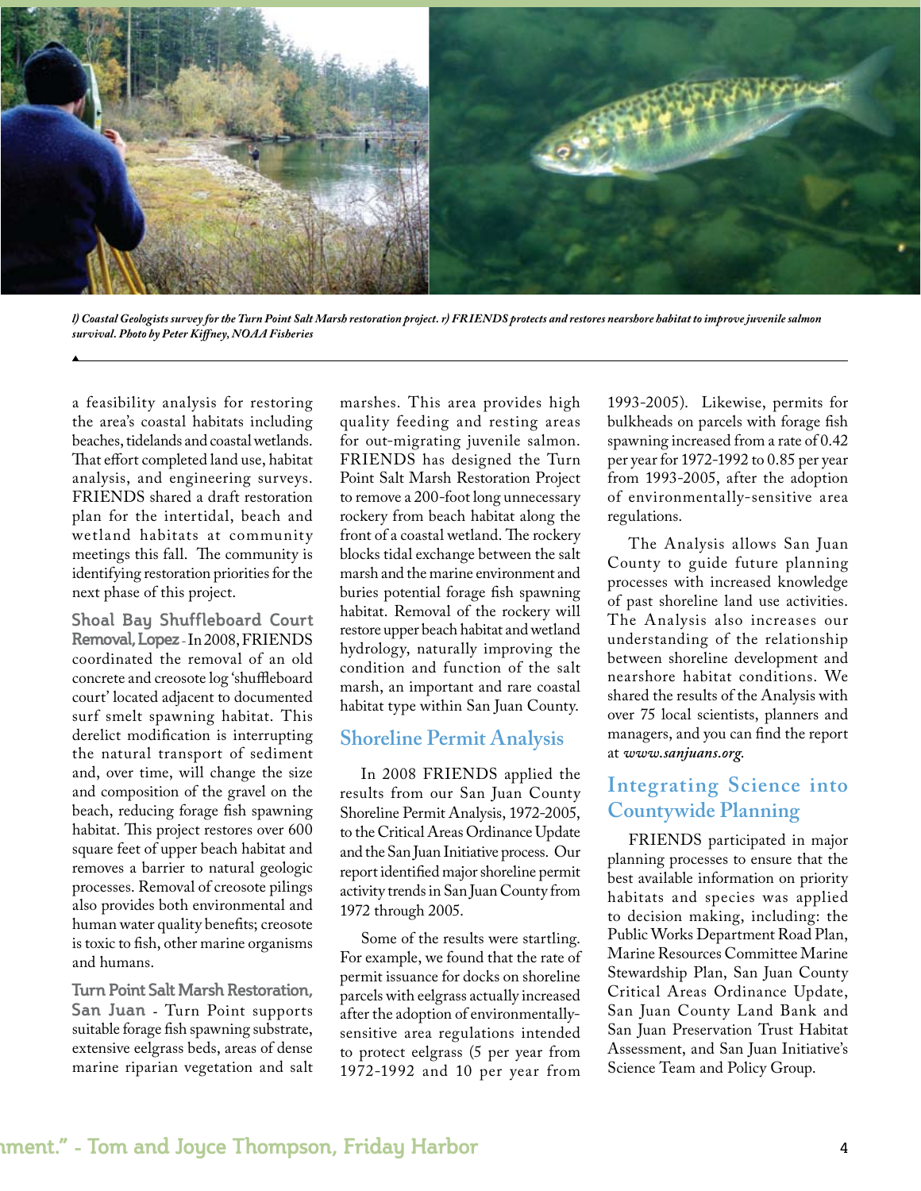*l) Coastal Geologists survey for the Turn Point Salt Marsh restoration project. r) FRIENDS protects and restores nearshore habitat to improve juvenile salmon survival. Photo by Peter Kiffney, NOAA Fisheries*

a feasibility analysis for restoring the area's coastal habitats including beaches, tidelands and coastal wetlands. That effort completed land use, habitat analysis, and engineering surveys. FRIENDS shared a draft restoration plan for the intertidal, beach and wetland habitats at community meetings this fall. The community is identifying restoration priorities for the next phase of this project.

**Shoal Bay Shuffleboard Court Removal, Lopez** - In 2008, FRIENDS coordinated the removal of an old concrete and creosote log 'shuffleboard court' located adjacent to documented surf smelt spawning habitat. This derelict modification is interrupting the natural transport of sediment and, over time, will change the size and composition of the gravel on the beach, reducing forage fish spawning habitat. This project restores over 600 square feet of upper beach habitat and removes a barrier to natural geologic processes. Removal of creosote pilings also provides both environmental and human water quality benefits; creosote is toxic to fish, other marine organisms and humans.

**Turn Point Salt Marsh Restoration, San Juan** - Turn Point supports suitable forage fish spawning substrate, extensive eelgrass beds, areas of dense marine riparian vegetation and salt marshes. This area provides high quality feeding and resting areas for out-migrating juvenile salmon. FRIENDS has designed the Turn Point Salt Marsh Restoration Project to remove a 200-foot long unnecessary rockery from beach habitat along the front of a coastal wetland. The rockery blocks tidal exchange between the salt marsh and the marine environment and buries potential forage fish spawning habitat. Removal of the rockery will restore upper beach habitat and wetland hydrology, naturally improving the condition and function of the salt marsh, an important and rare coastal habitat type within San Juan County.

## Shoreline Permit Analysis

In 2008 FRIENDS applied the results from our San Juan County Shoreline Permit Analysis, 1972-2005, to the Critical Areas Ordinance Update and the San Juan Initiative process. Our report identified major shoreline permit activity trends in San Juan County from 1972 through 2005.

Some of the results were startling. For example, we found that the rate of permit issuance for docks on shoreline parcels with eelgrass actually increased after the adoption of environmentally-sensitive area regulations intended to protect eelgrass (5 per year from 1972-1992 and 10 per year from 1993-2005). Likewise, permits for bulkheads on parcels with forage fish spawning increased from a rate of 0.42 per year for 1972-1992 to 0.85 per year from 1993-2005, after the adoption of environmentally-sensitive area regulations.

The Analysis allows San Juan County to guide future planning processes with increased knowledge of past shoreline land use activities. The Analysis also increases our understanding of the relationship between shoreline development and nearshore habitat conditions. We shared the results of the Analysis with over 75 local scientists, planners and managers, and you can find the report at *www.sanjuans.org*.

## Integrating Science into Countywide Planning

FRIENDS participated in major planning processes to ensure that the best available information on priority habitats and species was applied to decision making, including: the Public Works Department Road Plan, Marine Resources Committee Marine Stewardship Plan, San Juan County Critical Areas Ordinance Update, San Juan County Land Bank and San Juan Preservation Trust Habitat Assessment, and San Juan Initiative's Science Team and Policy Group.

ment." - Tom and Joyce Thompson, Friday Harbor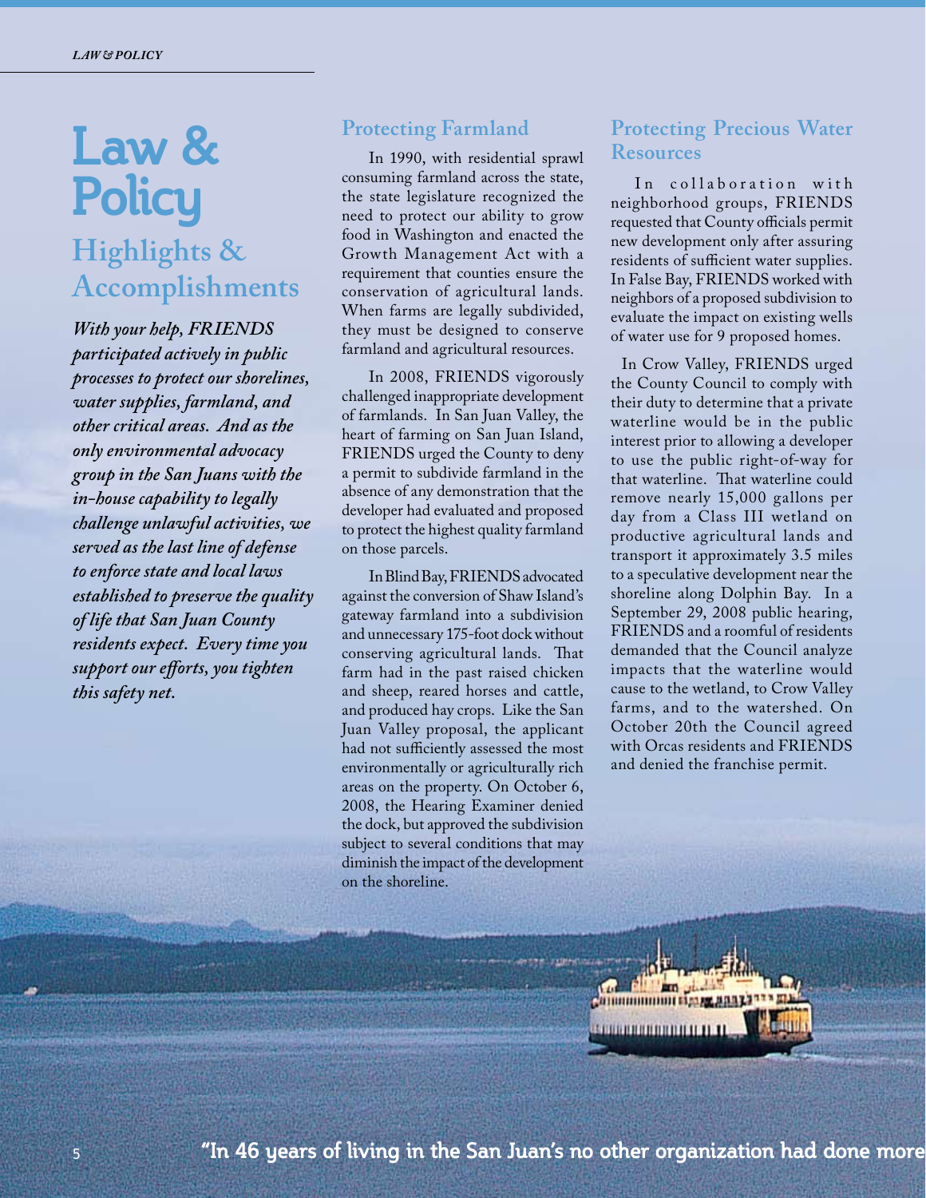# Law & Policy

## Highlights & Accomplishments

*With your help, FRIENDS participated actively in public processes to protect our shorelines, water supplies, farmland, and other critical areas. And as the only environmental advocacy group in the San Juans with the in-house capability to legally challenge unlawful activities, we served as the last line of defense to enforce state and local laws established to preserve the quality of life that San Juan County residents expect. Every time you support our efforts, you tighten this safety net.*

### Protecting Farmland

In 1990, with residential sprawl consuming farmland across the state, the state legislature recognized the need to protect our ability to grow food in Washington and enacted the Growth Management Act with a requirement that counties ensure the conservation of agricultural lands. When farms are legally subdivided, they must be designed to conserve farmland and agricultural resources.

In 2008, FRIENDS vigorously challenged inappropriate development of farmlands. In San Juan Valley, the heart of farming on San Juan Island, FRIENDS urged the County to deny a permit to subdivide farmland in the absence of any demonstration that the developer had evaluated and proposed to protect the highest quality farmland on those parcels.

In Blind Bay, FRIENDS advocated against the conversion of Shaw Island's gateway farmland into a subdivision and unnecessary 175-foot dock without conserving agricultural lands. That farm had in the past raised chicken and sheep, reared horses and cattle, and produced hay crops. Like the San Juan Valley proposal, the applicant had not sufficiently assessed the most environmentally or agriculturally rich areas on the property. On October 6, 2008, the Hearing Examiner denied the dock, but approved the subdivision subject to several conditions that may diminish the impact of the development on the shoreline.

### Protecting Precious Water Resources

In collaboration with neighborhood groups, FRIENDS requested that County officials permit new development only after assuring residents of sufficient water supplies. In False Bay, FRIENDS worked with neighbors of a proposed subdivision to evaluate the impact on existing wells of water use for 9 proposed homes.

In Crow Valley, FRIENDS urged the County Council to comply with their duty to determine that a private waterline would be in the public interest prior to allowing a developer to use the public right-of-way for that waterline. That waterline could remove nearly 15,000 gallons per day from a Class III wetland on productive agricultural lands and transport it approximately 3.5 miles to a speculative development near the shoreline along Dolphin Bay. In a September 29, 2008 public hearing, FRIENDS and a roomful of residents demanded that the Council analyze impacts that the waterline would cause to the wetland, to Crow Valley farms, and to the watershed. On October 20th the Council agreed with Orcas residents and FRIENDS and denied the franchise permit.

**"In 46 years of living in the San Juan's no other organization had done more**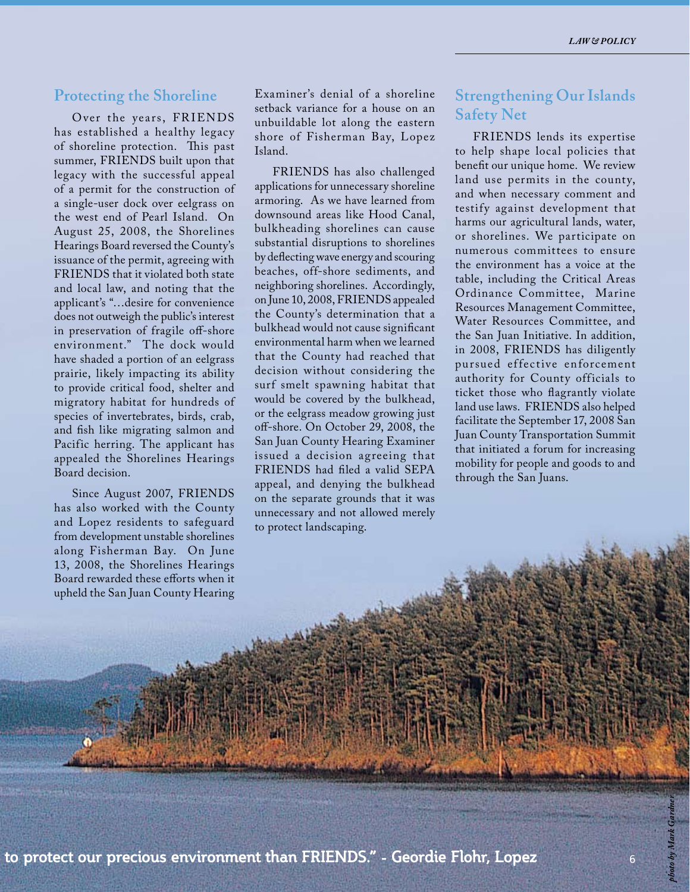## Protecting the Shoreline

Over the years, FRIENDS has established a healthy legacy of shoreline protection. This past summer, FRIENDS built upon that legacy with the successful appeal of a permit for the construction of a single-user dock over eelgrass on the west end of Pearl Island. On August 25, 2008, the Shorelines Hearings Board reversed the County's issuance of the permit, agreeing with FRIENDS that it violated both state and local law, and noting that the applicant's "…desire for convenience does not outweigh the public's interest in preservation of fragile off-shore environment." The dock would have shaded a portion of an eelgrass prairie, likely impacting its ability to provide critical food, shelter and migratory habitat for hundreds of species of invertebrates, birds, crab, and fish like migrating salmon and Pacific herring. The applicant has appealed the Shorelines Hearings Board decision.

Since August 2007, FRIENDS has also worked with the County and Lopez residents to safeguard from development unstable shorelines along Fisherman Bay. On June 13, 2008, the Shorelines Hearings Board rewarded these efforts when it upheld the San Juan County Hearing Examiner's denial of a shoreline setback variance for a house on an unbuildable lot along the eastern shore of Fisherman Bay, Lopez Island.

FRIENDS has also challenged applications for unnecessary shoreline armoring. As we have learned from downsound areas like Hood Canal, bulkheading shorelines can cause substantial disruptions to shorelines by deflecting wave energy and scouring beaches, off-shore sediments, and neighboring shorelines. Accordingly, on June 10, 2008, FRIENDS appealed the County's determination that a bulkhead would not cause significant environmental harm when we learned that the County had reached that decision without considering the surf smelt spawning habitat that would be covered by the bulkhead, or the eelgrass meadow growing just off-shore. On October 29, 2008, the San Juan County Hearing Examiner issued a decision agreeing that FRIENDS had filed a valid SEPA appeal, and denying the bulkhead on the separate grounds that it was unnecessary and not allowed merely to protect landscaping.

## Strengthening Our Islands Safety Net

FRIENDS lends its expertise to help shape local policies that benefit our unique home. We review land use permits in the county, and when necessary comment and testify against development that harms our agricultural lands, water, or shorelines. We participate on numerous committees to ensure the environment has a voice at the table, including the Critical Areas Ordinance Committee, Marine Resources Management Committee, Water Resources Committee, and the San Juan Initiative. In addition, in 2008, FRIENDS has diligently pursued effective enforcement authority for County officials to ticket those who flagrantly violate land use laws. FRIENDS also helped facilitate the September 17, 2008 San Juan County Transportation Summit that initiated a forum for increasing mobility for people and goods to and through the San Juans.

**to protect our precious environment than FRIENDS." - Geordie Flohr, Lopez**

*photo by Mark Gardner*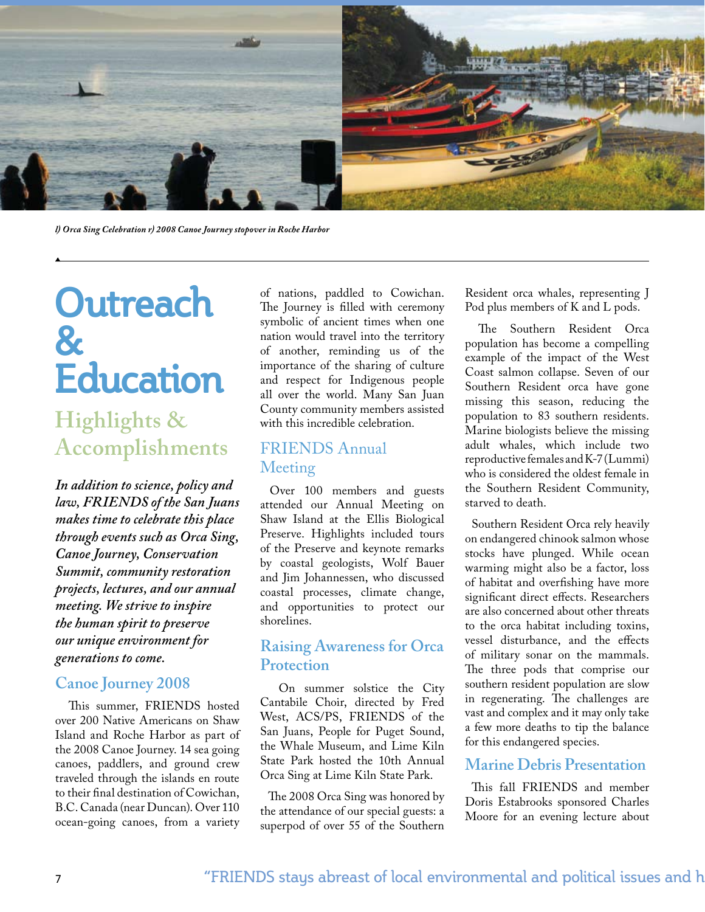*l) Orca Sing Celebration r) 2008 Canoe Journey stopover in Roche Harbor*

# Outreach & Education

## Highlights & Accomplishments

***In addition to science, policy and law, FRIENDS of the San Juans makes time to celebrate this place through events such as Orca Sing, Canoe Journey, Conservation Summit, community restoration projects, lectures, and our annual meeting. We strive to inspire the human spirit to preserve our unique environment for generations to come.***

### Canoe Journey 2008

This summer, FRIENDS hosted over 200 Native Americans on Shaw Island and Roche Harbor as part of the 2008 Canoe Journey. 14 sea going canoes, paddlers, and ground crew traveled through the islands en route to their final destination of Cowichan, B.C. Canada (near Duncan). Over 110 ocean-going canoes, from a variety of nations, paddled to Cowichan. The Journey is filled with ceremony symbolic of ancient times when one nation would travel into the territory of another, reminding us of the importance of the sharing of culture and respect for Indigenous people all over the world. Many San Juan County community members assisted with this incredible celebration.

### FRIENDS Annual Meeting

Over 100 members and guests attended our Annual Meeting on Shaw Island at the Ellis Biological Preserve. Highlights included tours of the Preserve and keynote remarks by coastal geologists, Wolf Bauer and Jim Johannessen, who discussed coastal processes, climate change, and opportunities to protect our shorelines.

### Raising Awareness for Orca Protection

On summer solstice the City Cantabile Choir, directed by Fred West, ACS/PS, FRIENDS of the San Juans, People for Puget Sound, the Whale Museum, and Lime Kiln State Park hosted the 10th Annual Orca Sing at Lime Kiln State Park.

The 2008 Orca Sing was honored by the attendance of our special guests: a superpod of over 55 of the Southern Resident orca whales, representing J Pod plus members of K and L pods.

The Southern Resident Orca population has become a compelling example of the impact of the West Coast salmon collapse. Seven of our Southern Resident orca have gone missing this season, reducing the population to 83 southern residents. Marine biologists believe the missing adult whales, which include two reproductive females and K-7 (Lummi) who is considered the oldest female in the Southern Resident Community, starved to death.

Southern Resident Orca rely heavily on endangered chinook salmon whose stocks have plunged. While ocean warming might also be a factor, loss of habitat and overfishing have more significant direct effects. Researchers are also concerned about other threats to the orca habitat including toxins, vessel disturbance, and the effects of military sonar on the mammals. The three pods that comprise our southern resident population are slow in regenerating. The challenges are vast and complex and it may only take a few more deaths to tip the balance for this endangered species.

### Marine Debris Presentation

This fall FRIENDS and member Doris Estabrooks sponsored Charles Moore for an evening lecture about

"FRIENDS stays abreast of local environmental and political issues and h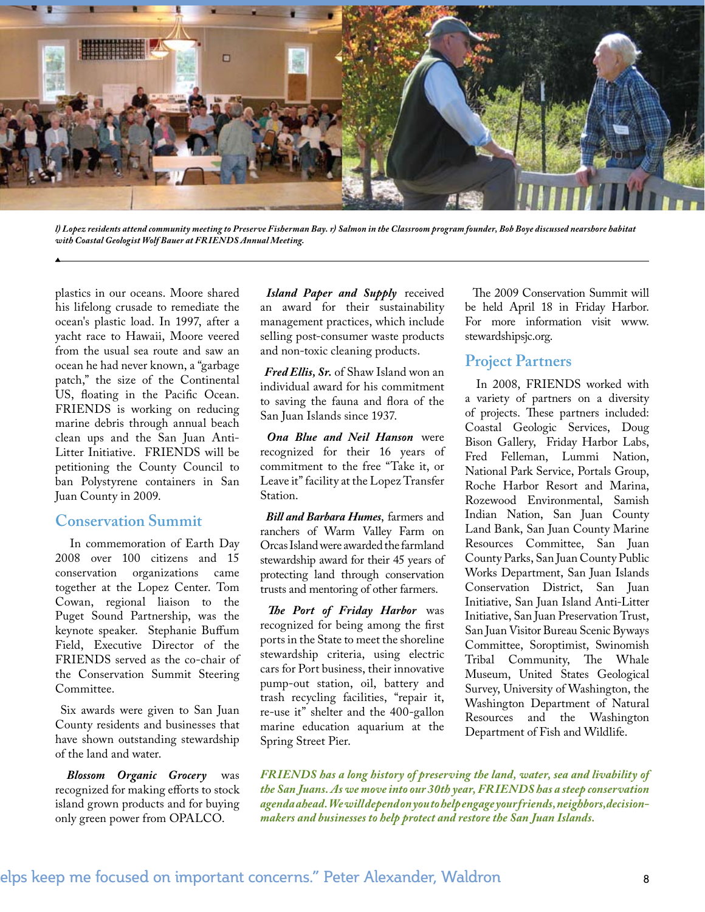*l) Lopez residents attend community meeting to Preserve Fisherman Bay. r) Salmon in the Classroom program founder, Bob Boye discussed nearshore habitat with Coastal Geologist Wolf Bauer at FRIENDS Annual Meeting.*

plastics in our oceans. Moore shared his lifelong crusade to remediate the ocean's plastic load. In 1997, after a yacht race to Hawaii, Moore veered from the usual sea route and saw an ocean he had never known, a "garbage patch," the size of the Continental US, floating in the Pacific Ocean. FRIENDS is working on reducing marine debris through annual beach clean ups and the San Juan Anti-Litter Initiative. FRIENDS will be petitioning the County Council to ban Polystyrene containers in San Juan County in 2009.

## Conservation Summit

In commemoration of Earth Day 2008 over 100 citizens and 15 conservation organizations came together at the Lopez Center. Tom Cowan, regional liaison to the Puget Sound Partnership, was the keynote speaker. Stephanie Buffum Field, Executive Director of the FRIENDS served as the co-chair of the Conservation Summit Steering Committee.

Six awards were given to San Juan County residents and businesses that have shown outstanding stewardship of the land and water.

***Blossom Organic Grocery*** was recognized for making efforts to stock island grown products and for buying only green power from OPALCO.

***Island Paper and Supply*** received an award for their sustainability management practices, which include selling post-consumer waste products and non-toxic cleaning products.

***Fred Ellis, Sr.*** of Shaw Island won an individual award for his commitment to saving the fauna and flora of the San Juan Islands since 1937.

***Ona Blue and Neil Hanson*** were recognized for their 16 years of commitment to the free "Take it, or Leave it" facility at the Lopez Transfer Station.

***Bill and Barbara Humes***, farmers and ranchers of Warm Valley Farm on Orcas Island were awarded the farmland stewardship award for their 45 years of protecting land through conservation trusts and mentoring of other farmers.

***The Port of Friday Harbor*** was recognized for being among the first ports in the State to meet the shoreline stewardship criteria, using electric cars for Port business, their innovative pump-out station, oil, battery and trash recycling facilities, "repair it, re-use it" shelter and the 400-gallon marine education aquarium at the Spring Street Pier.

The 2009 Conservation Summit will be held April 18 in Friday Harbor. For more information visit www.stewardshipsjc.org.

## Project Partners

In 2008, FRIENDS worked with a variety of partners on a diversity of projects. These partners included: Coastal Geologic Services, Doug Bison Gallery, Friday Harbor Labs, Fred Felleman, Lummi Nation, National Park Service, Portals Group, Roche Harbor Resort and Marina, Rozewood Environmental, Samish Indian Nation, San Juan County Land Bank, San Juan County Marine Resources Committee, San Juan County Parks, San Juan County Public Works Department, San Juan Islands Conservation District, San Juan Initiative, San Juan Island Anti-Litter Initiative, San Juan Preservation Trust, San Juan Visitor Bureau Scenic Byways Committee, Soroptimist, Swinomish Tribal Community, The Whale Museum, United States Geological Survey, University of Washington, the Washington Department of Natural Resources and the Washington Department of Fish and Wildlife.

***FRIENDS has a long history of preserving the land, water, sea and livability of the San Juans. As we move into our 30th year, FRIENDS has a steep conservation agenda ahead. We will depend on you to help engage your friends, neighbors, decision-makers and businesses to help protect and restore the San Juan Islands.***

elps keep me focused on important concerns." Peter Alexander, Waldron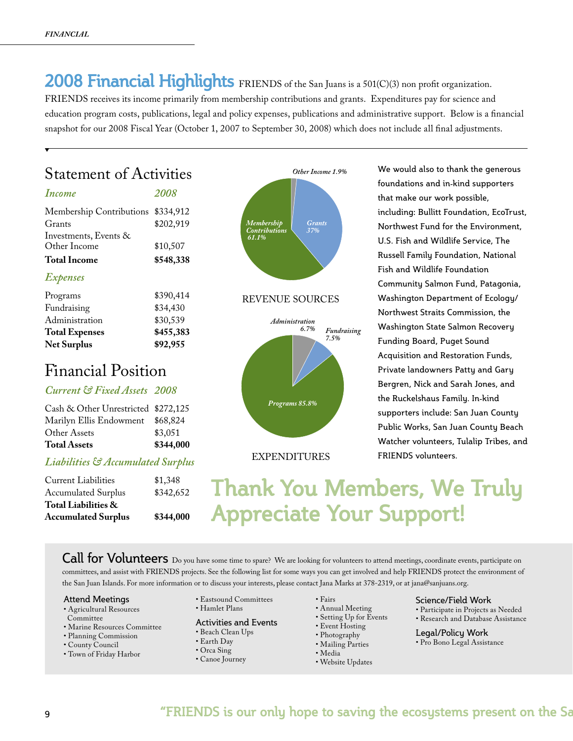## 2008 Financial Highlights

FRIENDS of the San Juans is a 501(C)(3) non profit organization. FRIENDS receives its income primarily from membership contributions and grants. Expenditures pay for science and education program costs, publications, legal and policy expenses, publications and administrative support. Below is a financial snapshot for our 2008 Fiscal Year (October 1, 2007 to September 30, 2008) which does not include all final adjustments.

### Statement of Activities

| *Income* | *2008* |
|---|---|
| Membership Contributions | $334,912 |
| Grants | $202,919 |
| Investments, Events & Other Income | $10,507 |
| **Total Income** | **$548,338** |

| *Expenses* | |
|---|---|
| Programs | $390,414 |
| Fundraising | $34,430 |
| Administration | $30,539 |
| **Total Expenses** | **$455,383** |
| **Net Surplus** | **$92,955** |

### Financial Position

| *Current & Fixed Assets* | *2008* |
|---|---|
| Cash & Other Unrestricted | $272,125 |
| Marilyn Ellis Endowment | $68,824 |
| Other Assets | $3,051 |
| **Total Assets** | **$344,000** |

| *Liabilities & Accumulated Surplus* | |
|---|---|
| Current Liabilities | $1,348 |
| Accumulated Surplus | $342,652 |
| **Total Liabilities & Accumulated Surplus** | **$344,000** |

*Other Income 1.9%*
*Membership Contributions 61.1%*
*Grants 37%*

REVENUE SOURCES

*Administration 6.7%*
*Fundraising 7.5%*
*Programs 85.8%*

EXPENDITURES

We would also to thank the generous foundations and in-kind supporters that make our work possible, including: Bullitt Foundation, EcoTrust, Northwest Fund for the Environment, U.S. Fish and Wildlife Service, The Russell Family Foundation, National Fish and Wildlife Foundation Community Salmon Fund, Patagonia, Washington Department of Ecology/ Northwest Straits Commission, the Washington State Salmon Recovery Funding Board, Puget Sound Acquisition and Restoration Funds, Private landowners Patty and Gary Bergren, Nick and Sarah Jones, and the Ruckelshaus Family. In-kind supporters include: San Juan County Public Works, San Juan County Beach Watcher volunteers, Tulalip Tribes, and FRIENDS volunteers.

## Thank You Members, We Truly Appreciate Your Support!

### Call for Volunteers

Do you have some time to spare? We are looking for volunteers to attend meetings, coordinate events, participate on committees, and assist with FRIENDS projects. See the following list for some ways you can get involved and help FRIENDS protect the environment of the San Juan Islands. For more information or to discuss your interests, please contact Jana Marks at 378-2319, or at jana@sanjuans.org.

**Attend Meetings**
- Agricultural Resources Committee
- Marine Resources Committee
- Planning Commission
- County Council
- Town of Friday Harbor
- Eastsound Committees
- Hamlet Plans

**Activities and Events**
- Beach Clean Ups
- Earth Day
- Orca Sing
- Canoe Journey
- Fairs
- Annual Meeting
- Setting Up for Events
- Event Hosting
- Photography
- Mailing Parties
- Media
- Website Updates

**Science/Field Work**
- Participate in Projects as Needed
- Research and Database Assistance

**Legal/Policy Work**
- Pro Bono Legal Assistance

"FRIENDS is our only hope to saving the ecosystems present on the Sa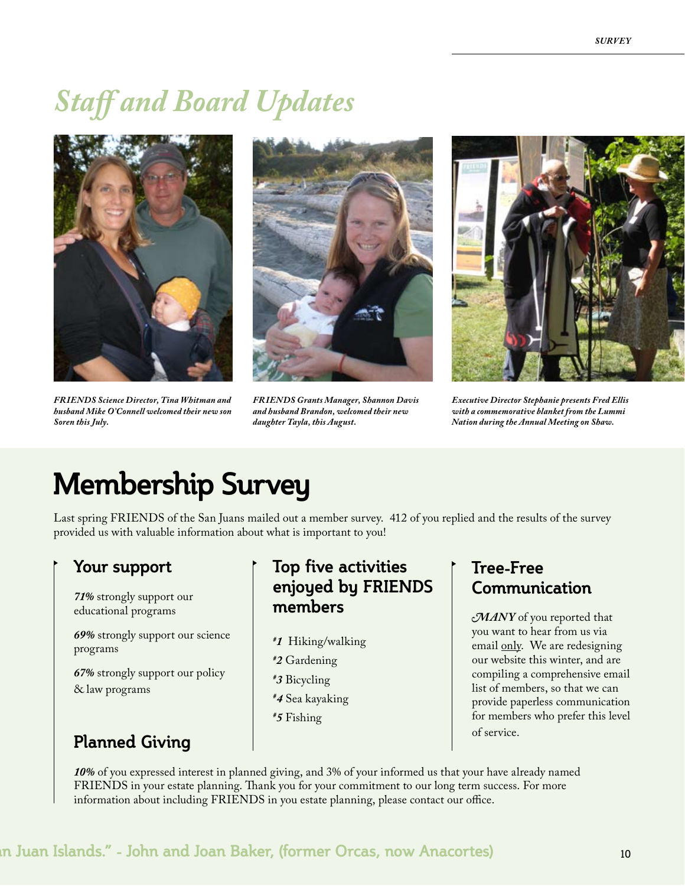# Staff and Board Updates

*FRIENDS Science Director, Tina Whitman and husband Mike O'Connell welcomed their new son Soren this July.*

*FRIENDS Grants Manager, Shannon Davis and husband Brandon, welcomed their new daughter Tayla, this August.*

*Executive Director Stephanie presents Fred Ellis with a commemorative blanket from the Lummi Nation during the Annual Meeting on Shaw.*

# Membership Survey

Last spring FRIENDS of the San Juans mailed out a member survey. 412 of you replied and the results of the survey provided us with valuable information about what is important to you!

## Your support

***71%*** strongly support our educational programs

***69%*** strongly support our science programs

***67%*** strongly support our policy & law programs

## Top five activities enjoyed by FRIENDS members

- ***#1*** Hiking/walking
- ***#2*** Gardening
- ***#3*** Bicycling
- ***#4*** Sea kayaking
- ***#5*** Fishing

## Tree-Free Communication

***MANY*** of you reported that you want to hear from us via email only. We are redesigning our website this winter, and are compiling a comprehensive email list of members, so that we can provide paperless communication for members who prefer this level of service.

## Planned Giving

***10%*** of you expressed interest in planned giving, and 3% of your informed us that your have already named FRIENDS in your estate planning. Thank you for your commitment to our long term success. For more information about including FRIENDS in you estate planning, please contact our office.

an Juan Islands." - John and Joan Baker, (former Orcas, now Anacortes)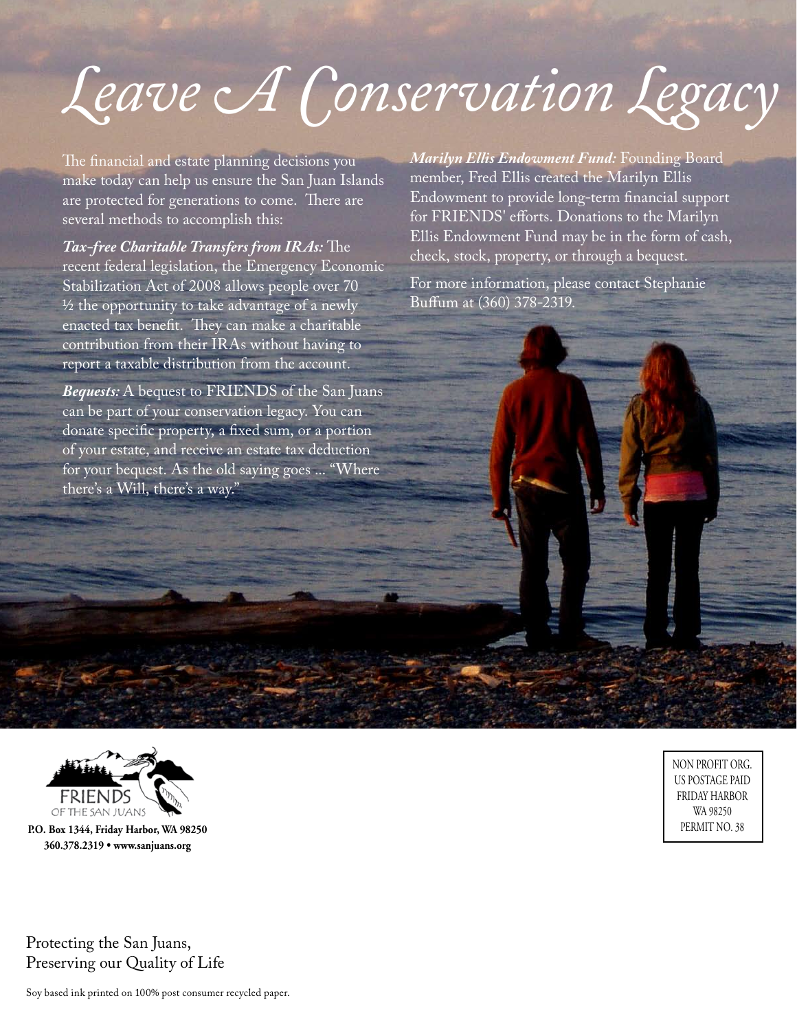# Leave A Conservation Legacy

The financial and estate planning decisions you make today can help us ensure the San Juan Islands are protected for generations to come. There are several methods to accomplish this:

***Tax-free Charitable Transfers from IRAs:*** The recent federal legislation, the Emergency Economic Stabilization Act of 2008 allows people over 70 ½ the opportunity to take advantage of a newly enacted tax benefit. They can make a charitable contribution from their IRAs without having to report a taxable distribution from the account.

***Bequests:*** A bequest to FRIENDS of the San Juans can be part of your conservation legacy. You can donate specific property, a fixed sum, or a portion of your estate, and receive an estate tax deduction for your bequest. As the old saying goes ... "Where there's a Will, there's a way."

***Marilyn Ellis Endowment Fund:*** Founding Board member, Fred Ellis created the Marilyn Ellis Endowment to provide long-term financial support for FRIENDS' efforts. Donations to the Marilyn Ellis Endowment Fund may be in the form of cash, check, stock, property, or through a bequest.

For more information, please contact Stephanie Buffum at (360) 378-2319.

FRIENDS OF THE SAN JUANS

**P.O. Box 1344, Friday Harbor, WA 98250**
**360.378.2319 • www.sanjuans.org**

NON PROFIT ORG.
US POSTAGE PAID
FRIDAY HARBOR
WA 98250
PERMIT NO. 38

Protecting the San Juans,
Preserving our Quality of Life

Soy based ink printed on 100% post consumer recycled paper.